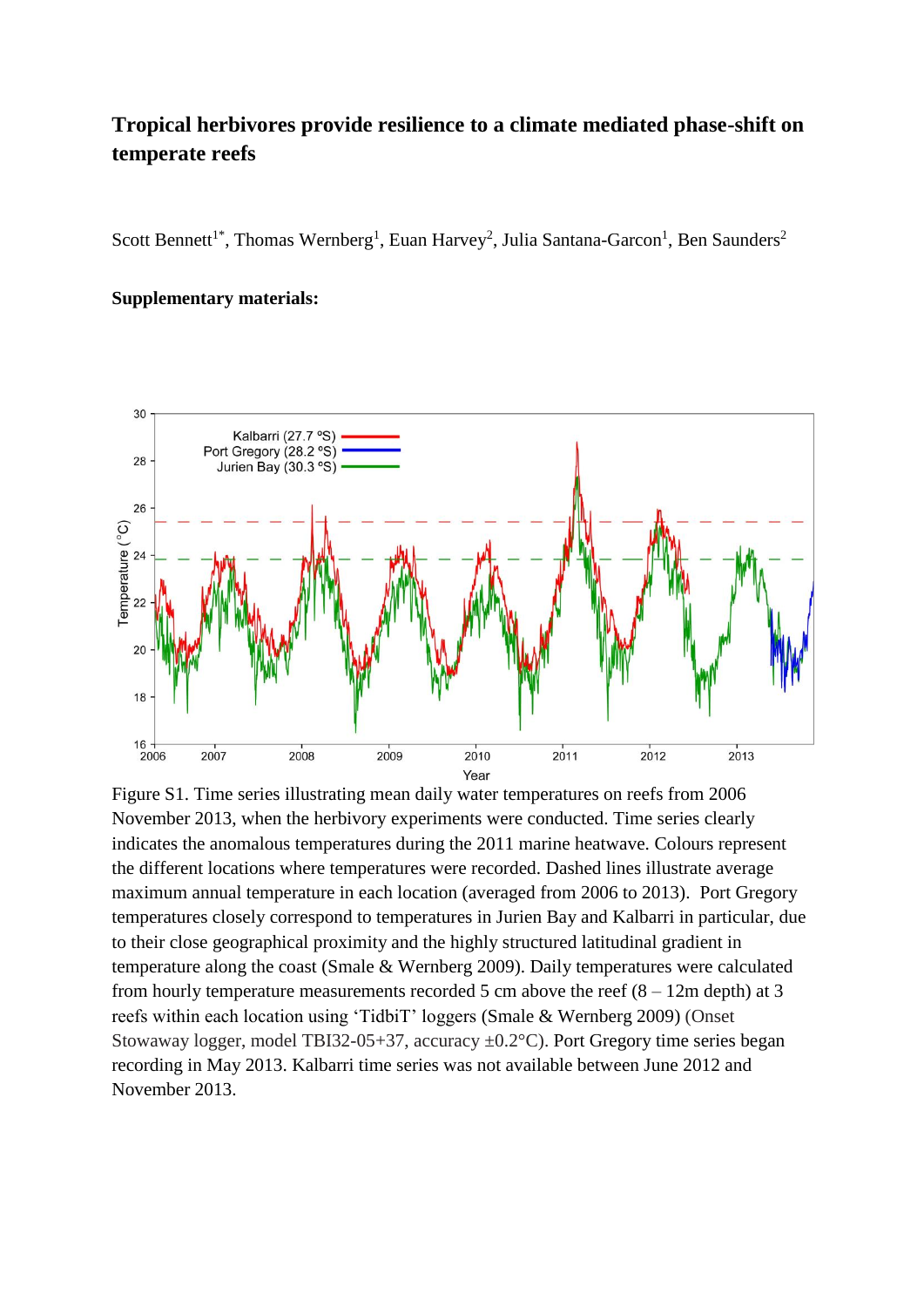# Tropical herbivores provide resilience to a climate mediated phase-shift on temperate reefs

Scott Bennett[1*], Thomas Wernberg[1], Euan Harvey[2], Julia Santana-Garcon[1], Ben Saunders[2]

**Supplementary materials:**

Figure S1. Time series illustrating mean daily water temperatures on reefs from 2006 November 2013, when the herbivory experiments were conducted. Time series clearly indicates the anomalous temperatures during the 2011 marine heatwave. Colours represent the different locations where temperatures were recorded. Dashed lines illustrate average maximum annual temperature in each location (averaged from 2006 to 2013). Port Gregory temperatures closely correspond to temperatures in Jurien Bay and Kalbarri in particular, due to their close geographical proximity and the highly structured latitudinal gradient in temperature along the coast (Smale & Wernberg 2009). Daily temperatures were calculated from hourly temperature measurements recorded 5 cm above the reef (8 – 12m depth) at 3 reefs within each location using 'TidbiT' loggers (Smale & Wernberg 2009) (Onset Stowaway logger, model TBI32-05+37, accuracy ±0.2°C). Port Gregory time series began recording in May 2013. Kalbarri time series was not available between June 2012 and November 2013.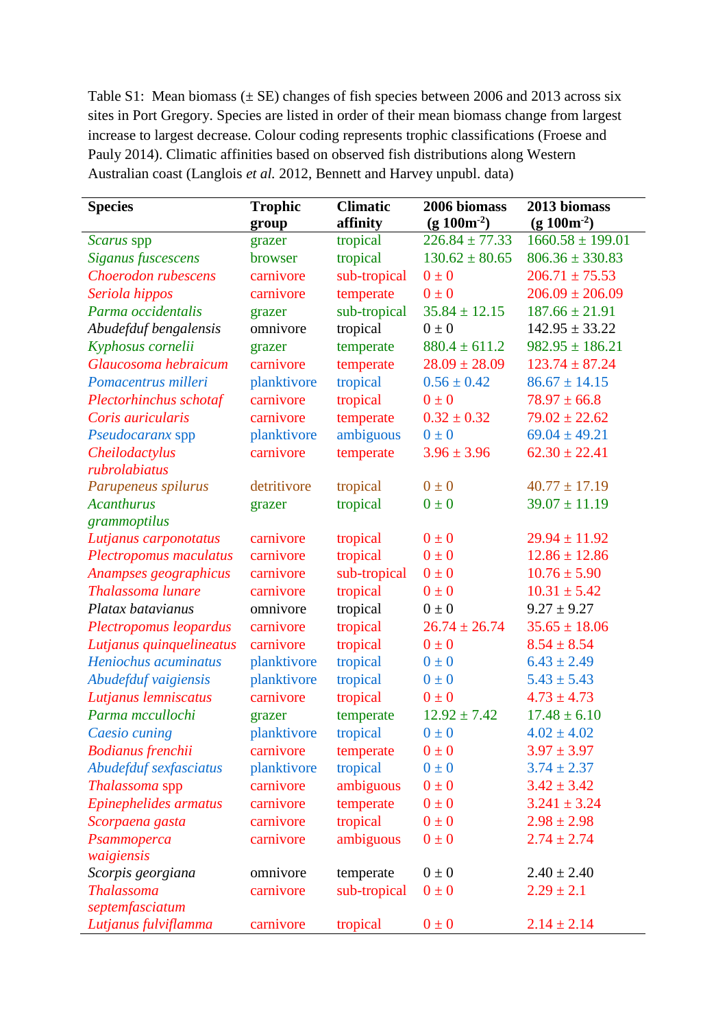Table S1: Mean biomass (± SE) changes of fish species between 2006 and 2013 across six sites in Port Gregory. Species are listed in order of their mean biomass change from largest increase to largest decrease. Colour coding represents trophic classifications (Froese and Pauly 2014). Climatic affinities based on observed fish distributions along Western Australian coast (Langlois *et al.* 2012, Bennett and Harvey unpubl. data)

| Species | Trophic group | Climatic affinity | 2006 biomass (g 100m$^{-2}$) | 2013 biomass (g 100m$^{-2}$) |
|---|---|---|---|---|
| *Scarus* spp | grazer | tropical | 226.84 ± 77.33 | 1660.58 ± 199.01 |
| *Siganus fuscescens* | browser | tropical | 130.62 ± 80.65 | 806.36 ± 330.83 |
| *Choerodon rubescens* | carnivore | sub-tropical | 0 ± 0 | 206.71 ± 75.53 |
| *Seriola hippos* | carnivore | temperate | 0 ± 0 | 206.09 ± 206.09 |
| *Parma occidentalis* | grazer | sub-tropical | 35.84 ± 12.15 | 187.66 ± 21.91 |
| *Abudefduf bengalensis* | omnivore | tropical | 0 ± 0 | 142.95 ± 33.22 |
| *Kyphosus cornelii* | grazer | temperate | 880.4 ± 611.2 | 982.95 ± 186.21 |
| *Glaucosoma hebraicum* | carnivore | temperate | 28.09 ± 28.09 | 123.74 ± 87.24 |
| *Pomacentrus milleri* | planktivore | tropical | 0.56 ± 0.42 | 86.67 ± 14.15 |
| *Plectorhinchus schotaf* | carnivore | tropical | 0 ± 0 | 78.97 ± 66.8 |
| *Coris auricularis* | carnivore | temperate | 0.32 ± 0.32 | 79.02 ± 22.62 |
| *Pseudocaranx* spp | planktivore | ambiguous | 0 ± 0 | 69.04 ± 49.21 |
| *Cheilodactylus rubrolabiatus* | carnivore | temperate | 3.96 ± 3.96 | 62.30 ± 22.41 |
| *Parupeneus spilurus* | detritivore | tropical | 0 ± 0 | 40.77 ± 17.19 |
| *Acanthurus grammoptilus* | grazer | tropical | 0 ± 0 | 39.07 ± 11.19 |
| *Lutjanus carponotatus* | carnivore | tropical | 0 ± 0 | 29.94 ± 11.92 |
| *Plectropomus maculatus* | carnivore | tropical | 0 ± 0 | 12.86 ± 12.86 |
| *Anampses geographicus* | carnivore | sub-tropical | 0 ± 0 | 10.76 ± 5.90 |
| *Thalassoma lunare* | carnivore | tropical | 0 ± 0 | 10.31 ± 5.42 |
| *Platax batavianus* | omnivore | tropical | 0 ± 0 | 9.27 ± 9.27 |
| *Plectropomus leopardus* | carnivore | tropical | 26.74 ± 26.74 | 35.65 ± 18.06 |
| *Lutjanus quinquelineatus* | carnivore | tropical | 0 ± 0 | 8.54 ± 8.54 |
| *Heniochus acuminatus* | planktivore | tropical | 0 ± 0 | 6.43 ± 2.49 |
| *Abudefduf vaigiensis* | planktivore | tropical | 0 ± 0 | 5.43 ± 5.43 |
| *Lutjanus lemniscatus* | carnivore | tropical | 0 ± 0 | 4.73 ± 4.73 |
| *Parma mccullochi* | grazer | temperate | 12.92 ± 7.42 | 17.48 ± 6.10 |
| *Caesio cuning* | planktivore | tropical | 0 ± 0 | 4.02 ± 4.02 |
| *Bodianus frenchii* | carnivore | temperate | 0 ± 0 | 3.97 ± 3.97 |
| *Abudefduf sexfasciatus* | planktivore | tropical | 0 ± 0 | 3.74 ± 2.37 |
| *Thalassoma* spp | carnivore | ambiguous | 0 ± 0 | 3.42 ± 3.42 |
| *Epinephelides armatus* | carnivore | temperate | 0 ± 0 | 3.241 ± 3.24 |
| *Scorpaena gasta* | carnivore | tropical | 0 ± 0 | 2.98 ± 2.98 |
| *Psammoperca waigiensis* | carnivore | ambiguous | 0 ± 0 | 2.74 ± 2.74 |
| *Scorpis georgiana* | omnivore | temperate | 0 ± 0 | 2.40 ± 2.40 |
| *Thalassoma septemfasciatum* | carnivore | sub-tropical | 0 ± 0 | 2.29 ± 2.1 |
| *Lutjanus fulviflamma* | carnivore | tropical | 0 ± 0 | 2.14 ± 2.14 |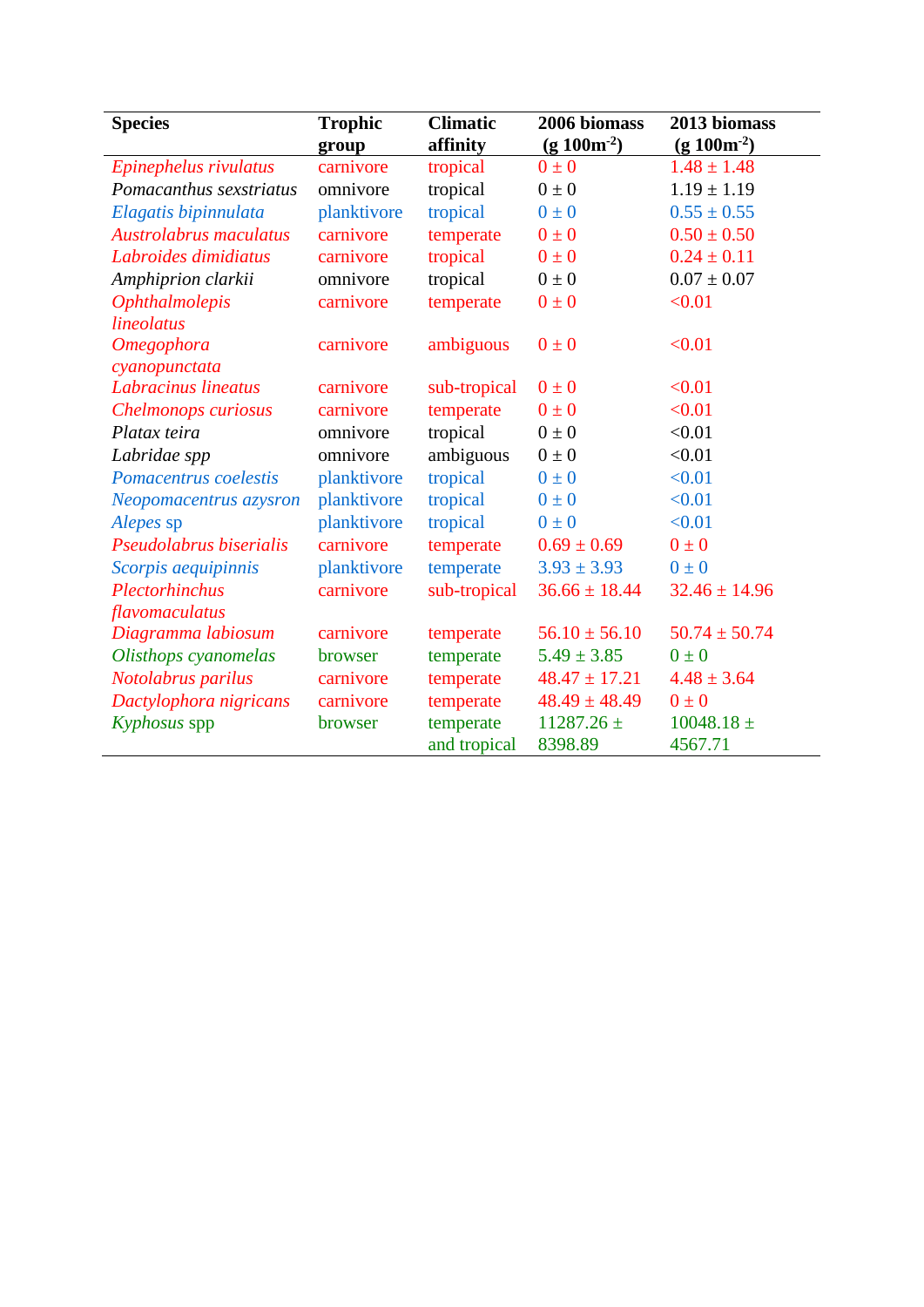| Species | Trophic group | Climatic affinity | 2006 biomass (g 100m$^{-2}$) | 2013 biomass (g 100m$^{-2}$) |
|---|---|---|---|---|
| *Epinephelus rivulatus* | carnivore | tropical | 0 ± 0 | 1.48 ± 1.48 |
| *Pomacanthus sexstriatus* | omnivore | tropical | 0 ± 0 | 1.19 ± 1.19 |
| *Elagatis bipinnulata* | planktivore | tropical | 0 ± 0 | 0.55 ± 0.55 |
| *Austrolabrus maculatus* | carnivore | temperate | 0 ± 0 | 0.50 ± 0.50 |
| *Labroides dimidiatus* | carnivore | tropical | 0 ± 0 | 0.24 ± 0.11 |
| *Amphiprion clarkii* | omnivore | tropical | 0 ± 0 | 0.07 ± 0.07 |
| *Ophthalmolepis lineolatus* | carnivore | temperate | 0 ± 0 | <0.01 |
| *Omegophora cyanopunctata* | carnivore | ambiguous | 0 ± 0 | <0.01 |
| *Labracinus lineatus* | carnivore | sub-tropical | 0 ± 0 | <0.01 |
| *Chelmonops curiosus* | carnivore | temperate | 0 ± 0 | <0.01 |
| *Platax teira* | omnivore | tropical | 0 ± 0 | <0.01 |
| *Labridae spp* | omnivore | ambiguous | 0 ± 0 | <0.01 |
| *Pomacentrus coelestis* | planktivore | tropical | 0 ± 0 | <0.01 |
| *Neopomacentrus azysron* | planktivore | tropical | 0 ± 0 | <0.01 |
| *Alepes* sp | planktivore | tropical | 0 ± 0 | <0.01 |
| *Pseudolabrus biserialis* | carnivore | temperate | 0.69 ± 0.69 | 0 ± 0 |
| *Scorpis aequipinnis* | planktivore | temperate | 3.93 ± 3.93 | 0 ± 0 |
| *Plectorhinchus flavomaculatus* | carnivore | sub-tropical | 36.66 ± 18.44 | 32.46 ± 14.96 |
| *Diagramma labiosum* | carnivore | temperate | 56.10 ± 56.10 | 50.74 ± 50.74 |
| *Olisthops cyanomelas* | browser | temperate | 5.49 ± 3.85 | 0 ± 0 |
| *Notolabrus parilus* | carnivore | temperate | 48.47 ± 17.21 | 4.48 ± 3.64 |
| *Dactylophora nigricans* | carnivore | temperate | 48.49 ± 48.49 | 0 ± 0 |
| *Kyphosus* spp | browser | temperate and tropical | 11287.26 ± 8398.89 | 10048.18 ± 4567.71 |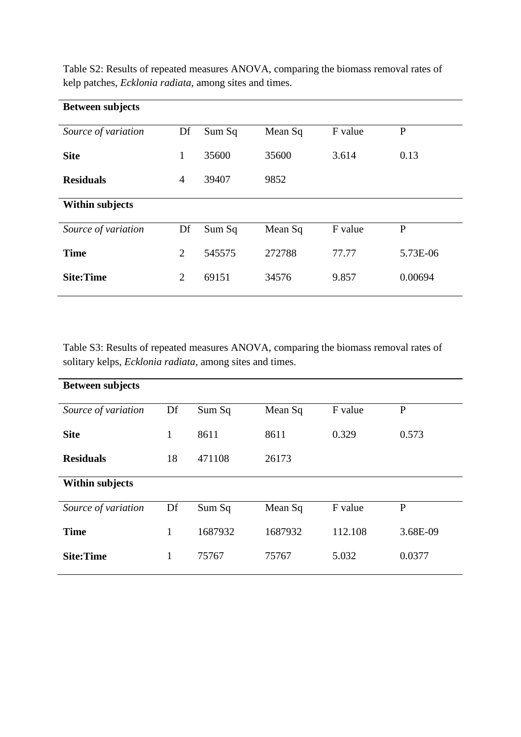Table S2: Results of repeated measures ANOVA, comparing the biomass removal rates of kelp patches, *Ecklonia radiata*, among sites and times.

| **Between subjects** | | | | | |
|---|---|---|---|---|---|
| *Source of variation* | Df | Sum Sq | Mean Sq | F value | P |
| **Site** | 1 | 35600 | 35600 | 3.614 | 0.13 |
| **Residuals** | 4 | 39407 | 9852 | | |
| **Within subjects** | | | | | |
| *Source of variation* | Df | Sum Sq | Mean Sq | F value | P |
| **Time** | 2 | 545575 | 272788 | 77.77 | 5.73E-06 |
| **Site:Time** | 2 | 69151 | 34576 | 9.857 | 0.00694 |

Table S3: Results of repeated measures ANOVA, comparing the biomass removal rates of solitary kelps, *Ecklonia radiata*, among sites and times.

| **Between subjects** | | | | | |
|---|---|---|---|---|---|
| *Source of variation* | Df | Sum Sq | Mean Sq | F value | P |
| **Site** | 1 | 8611 | 8611 | 0.329 | 0.573 |
| **Residuals** | 18 | 471108 | 26173 | | |
| **Within subjects** | | | | | |
| *Source of variation* | Df | Sum Sq | Mean Sq | F value | P |
| **Time** | 1 | 1687932 | 1687932 | 112.108 | 3.68E-09 |
| **Site:Time** | 1 | 75767 | 75767 | 5.032 | 0.0377 |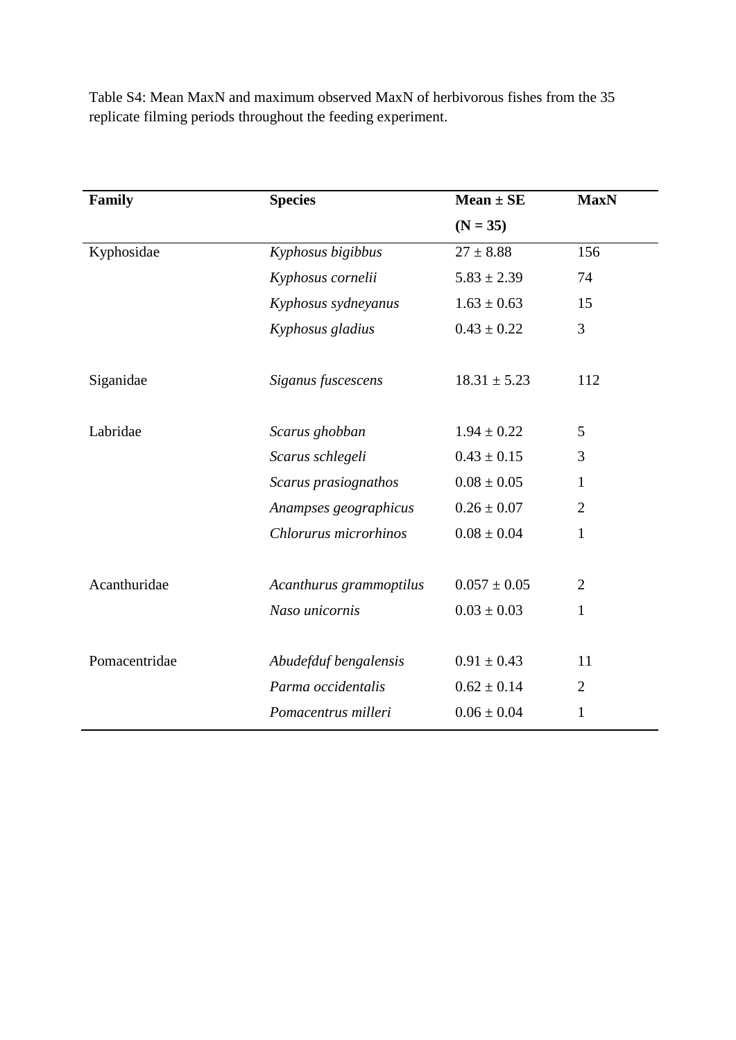Table S4: Mean MaxN and maximum observed MaxN of herbivorous fishes from the 35 replicate filming periods throughout the feeding experiment.

| **Family** | **Species** | **Mean ± SE (N = 35)** | **MaxN** |
|---|---|---|---|
| Kyphosidae | *Kyphosus bigibbus* | 27 ± 8.88 | 156 |
| | *Kyphosus cornelii* | 5.83 ± 2.39 | 74 |
| | *Kyphosus sydneyanus* | 1.63 ± 0.63 | 15 |
| | *Kyphosus gladius* | 0.43 ± 0.22 | 3 |
| Siganidae | *Siganus fuscescens* | 18.31 ± 5.23 | 112 |
| Labridae | *Scarus ghobban* | 1.94 ± 0.22 | 5 |
| | *Scarus schlegeli* | 0.43 ± 0.15 | 3 |
| | *Scarus prasiognathos* | 0.08 ± 0.05 | 1 |
| | *Anampses geographicus* | 0.26 ± 0.07 | 2 |
| | *Chlorurus microrhinos* | 0.08 ± 0.04 | 1 |
| Acanthuridae | *Acanthurus grammoptilus* | 0.057 ± 0.05 | 2 |
| | *Naso unicornis* | 0.03 ± 0.03 | 1 |
| Pomacentridae | *Abudefduf bengalensis* | 0.91 ± 0.43 | 11 |
| | *Parma occidentalis* | 0.62 ± 0.14 | 2 |
| | *Pomacentrus milleri* | 0.06 ± 0.04 | 1 |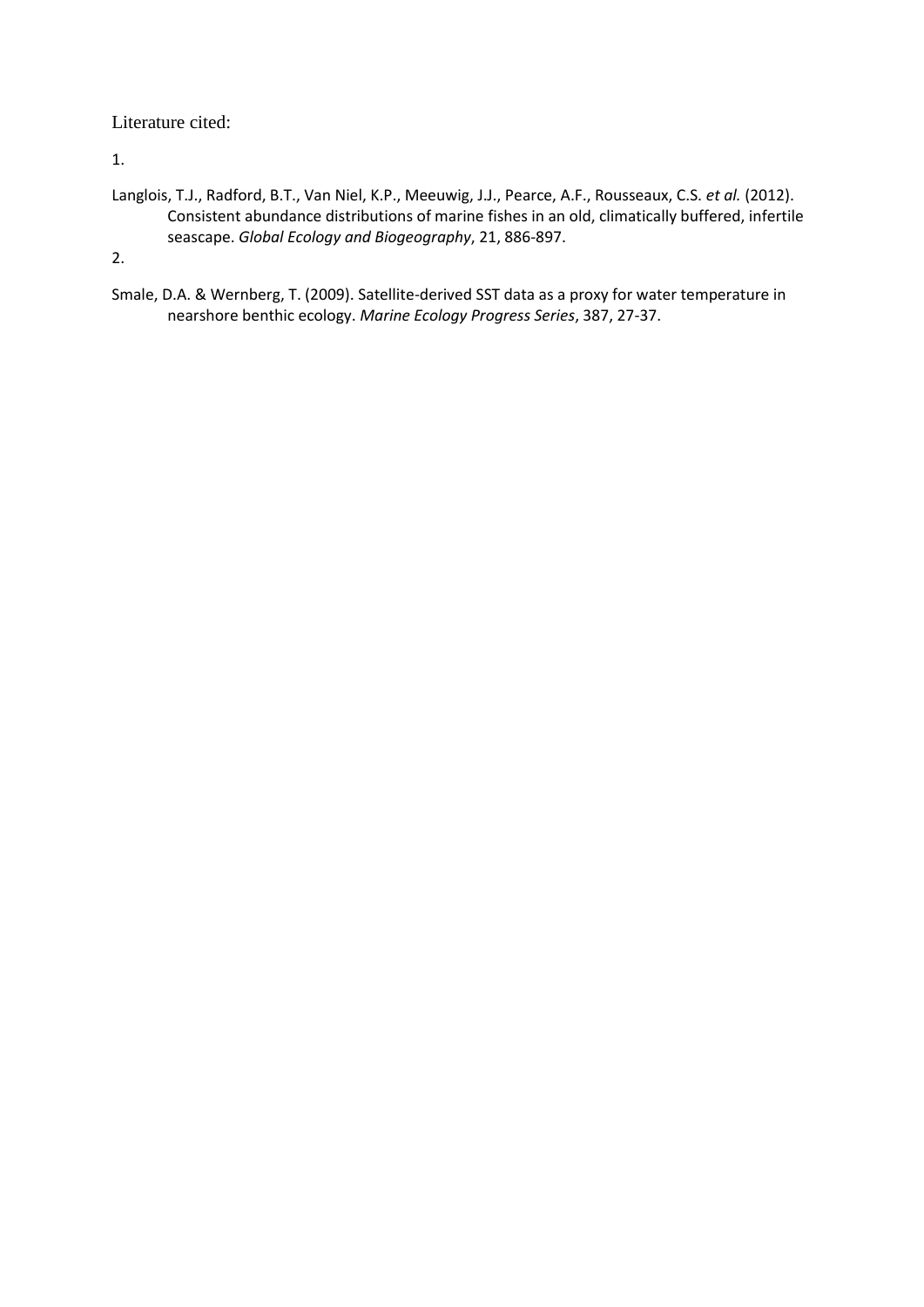Literature cited:

1.

Langlois, T.J., Radford, B.T., Van Niel, K.P., Meeuwig, J.J., Pearce, A.F., Rousseaux, C.S. *et al.* (2012). Consistent abundance distributions of marine fishes in an old, climatically buffered, infertile seascape. *Global Ecology and Biogeography*, 21, 886-897.

2.

Smale, D.A. & Wernberg, T. (2009). Satellite-derived SST data as a proxy for water temperature in nearshore benthic ecology. *Marine Ecology Progress Series*, 387, 27-37.